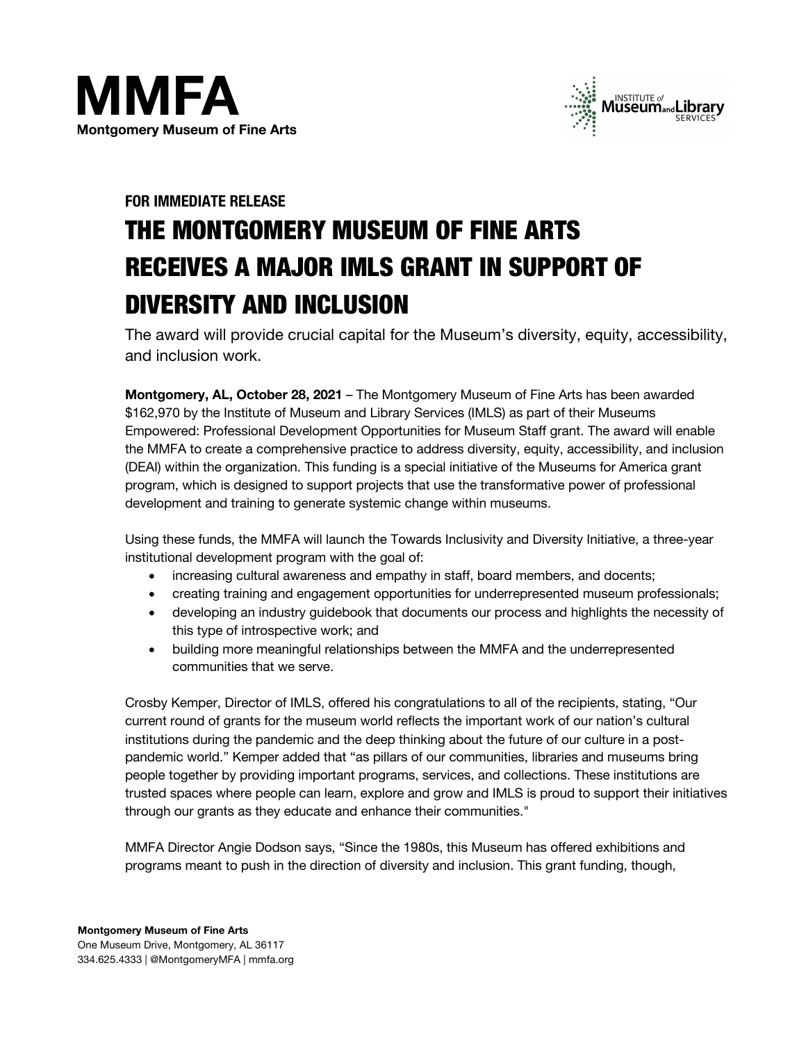# MMFA
**Montgomery Museum of Fine Arts**

INSTITUTE of Museum and Library SERVICES

**FOR IMMEDIATE RELEASE**

# THE MONTGOMERY MUSEUM OF FINE ARTS RECEIVES A MAJOR IMLS GRANT IN SUPPORT OF DIVERSITY AND INCLUSION

The award will provide crucial capital for the Museum's diversity, equity, accessibility, and inclusion work.

**Montgomery, AL, October 28, 2021** – The Montgomery Museum of Fine Arts has been awarded $162,970 by the Institute of Museum and Library Services (IMLS) as part of their Museums Empowered: Professional Development Opportunities for Museum Staff grant. The award will enable the MMFA to create a comprehensive practice to address diversity, equity, accessibility, and inclusion (DEAI) within the organization. This funding is a special initiative of the Museums for America grant program, which is designed to support projects that use the transformative power of professional development and training to generate systemic change within museums.

Using these funds, the MMFA will launch the Towards Inclusivity and Diversity Initiative, a three-year institutional development program with the goal of:

- increasing cultural awareness and empathy in staff, board members, and docents;
- creating training and engagement opportunities for underrepresented museum professionals;
- developing an industry guidebook that documents our process and highlights the necessity of this type of introspective work; and
- building more meaningful relationships between the MMFA and the underrepresented communities that we serve.

Crosby Kemper, Director of IMLS, offered his congratulations to all of the recipients, stating, "Our current round of grants for the museum world reflects the important work of our nation's cultural institutions during the pandemic and the deep thinking about the future of our culture in a post-pandemic world." Kemper added that "as pillars of our communities, libraries and museums bring people together by providing important programs, services, and collections. These institutions are trusted spaces where people can learn, explore and grow and IMLS is proud to support their initiatives through our grants as they educate and enhance their communities."

MMFA Director Angie Dodson says, "Since the 1980s, this Museum has offered exhibitions and programs meant to push in the direction of diversity and inclusion. This grant funding, though,

**Montgomery Museum of Fine Arts**
One Museum Drive, Montgomery, AL 36117
334.625.4333 | @MontgomeryMFA | mmfa.org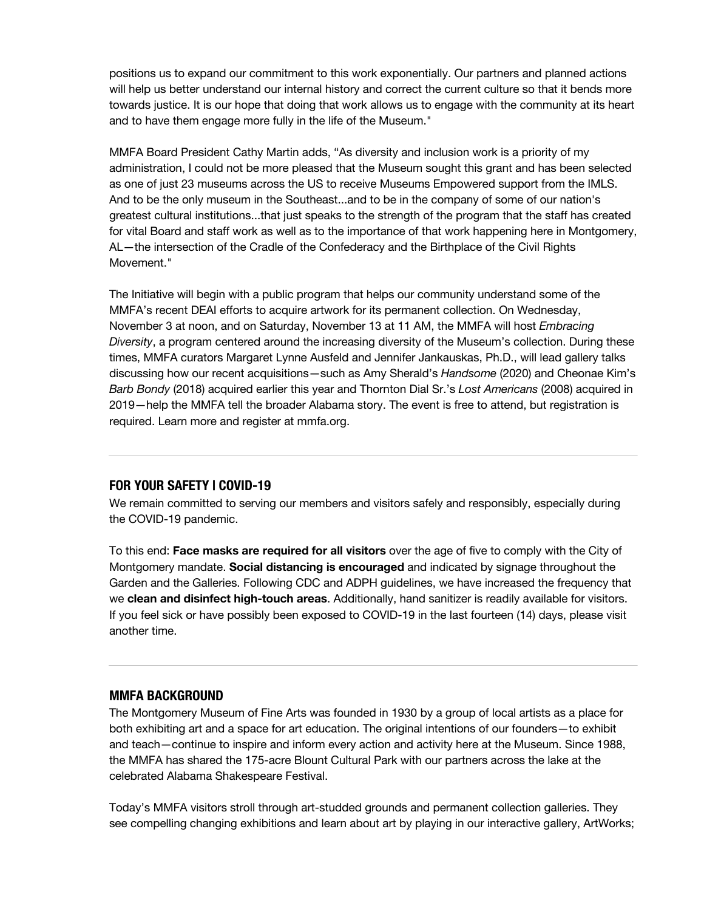positions us to expand our commitment to this work exponentially. Our partners and planned actions will help us better understand our internal history and correct the current culture so that it bends more towards justice. It is our hope that doing that work allows us to engage with the community at its heart and to have them engage more fully in the life of the Museum."

MMFA Board President Cathy Martin adds, "As diversity and inclusion work is a priority of my administration, I could not be more pleased that the Museum sought this grant and has been selected as one of just 23 museums across the US to receive Museums Empowered support from the IMLS. And to be the only museum in the Southeast...and to be in the company of some of our nation's greatest cultural institutions...that just speaks to the strength of the program that the staff has created for vital Board and staff work as well as to the importance of that work happening here in Montgomery, AL—the intersection of the Cradle of the Confederacy and the Birthplace of the Civil Rights Movement."

The Initiative will begin with a public program that helps our community understand some of the MMFA's recent DEAI efforts to acquire artwork for its permanent collection. On Wednesday, November 3 at noon, and on Saturday, November 13 at 11 AM, the MMFA will host *Embracing Diversity*, a program centered around the increasing diversity of the Museum's collection. During these times, MMFA curators Margaret Lynne Ausfeld and Jennifer Jankauskas, Ph.D., will lead gallery talks discussing how our recent acquisitions—such as Amy Sherald's *Handsome* (2020) and Cheonae Kim's *Barb Bondy* (2018) acquired earlier this year and Thornton Dial Sr.'s *Lost Americans* (2008) acquired in 2019—help the MMFA tell the broader Alabama story. The event is free to attend, but registration is required. Learn more and register at mmfa.org.

---

## FOR YOUR SAFETY | COVID-19

We remain committed to serving our members and visitors safely and responsibly, especially during the COVID-19 pandemic.

To this end: **Face masks are required for all visitors** over the age of five to comply with the City of Montgomery mandate. **Social distancing is encouraged** and indicated by signage throughout the Garden and the Galleries. Following CDC and ADPH guidelines, we have increased the frequency that we **clean and disinfect high-touch areas**. Additionally, hand sanitizer is readily available for visitors. If you feel sick or have possibly been exposed to COVID-19 in the last fourteen (14) days, please visit another time.

---

## MMFA BACKGROUND

The Montgomery Museum of Fine Arts was founded in 1930 by a group of local artists as a place for both exhibiting art and a space for art education. The original intentions of our founders—to exhibit and teach—continue to inspire and inform every action and activity here at the Museum. Since 1988, the MMFA has shared the 175-acre Blount Cultural Park with our partners across the lake at the celebrated Alabama Shakespeare Festival.

Today's MMFA visitors stroll through art-studded grounds and permanent collection galleries. They see compelling changing exhibitions and learn about art by playing in our interactive gallery, ArtWorks;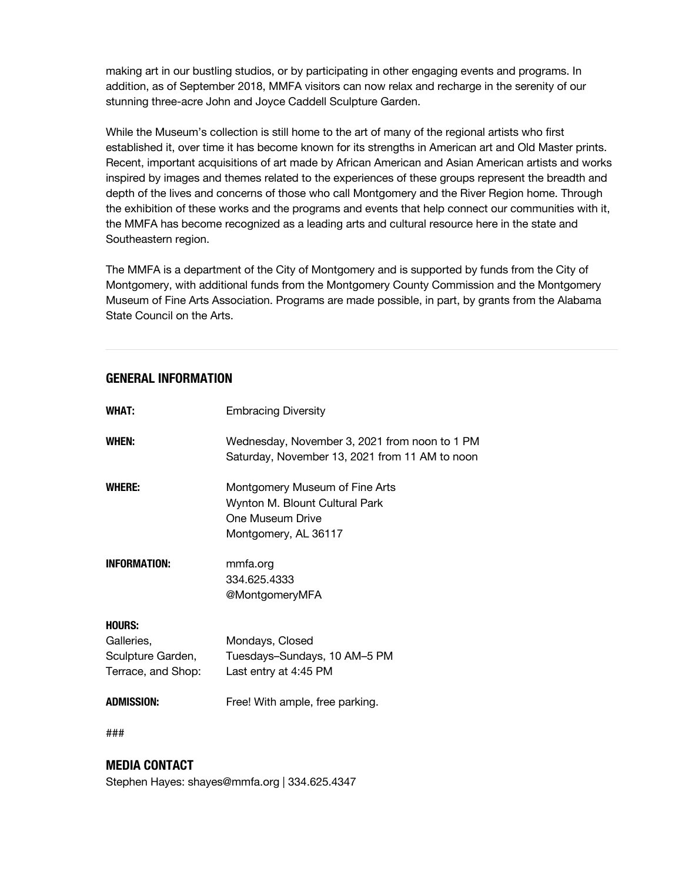making art in our bustling studios, or by participating in other engaging events and programs. In addition, as of September 2018, MMFA visitors can now relax and recharge in the serenity of our stunning three-acre John and Joyce Caddell Sculpture Garden.

While the Museum's collection is still home to the art of many of the regional artists who first established it, over time it has become known for its strengths in American art and Old Master prints. Recent, important acquisitions of art made by African American and Asian American artists and works inspired by images and themes related to the experiences of these groups represent the breadth and depth of the lives and concerns of those who call Montgomery and the River Region home. Through the exhibition of these works and the programs and events that help connect our communities with it, the MMFA has become recognized as a leading arts and cultural resource here in the state and Southeastern region.

The MMFA is a department of the City of Montgomery and is supported by funds from the City of Montgomery, with additional funds from the Montgomery County Commission and the Montgomery Museum of Fine Arts Association. Programs are made possible, in part, by grants from the Alabama State Council on the Arts.

---

## GENERAL INFORMATION

| | |
|---|---|
| **WHAT:** | Embracing Diversity |
| **WHEN:** | Wednesday, November 3, 2021 from noon to 1 PM<br>Saturday, November 13, 2021 from 11 AM to noon |
| **WHERE:** | Montgomery Museum of Fine Arts<br>Wynton M. Blount Cultural Park<br>One Museum Drive<br>Montgomery, AL 36117 |
| **INFORMATION:** | mmfa.org<br>334.625.4333<br>@MontgomeryMFA |
| **HOURS:**<br>Galleries,<br>Sculpture Garden,<br>Terrace, and Shop: | Mondays, Closed<br>Tuesdays–Sundays, 10 AM–5 PM<br>Last entry at 4:45 PM |
| **ADMISSION:** | Free! With ample, free parking. |

###

## MEDIA CONTACT

Stephen Hayes: shayes@mmfa.org | 334.625.4347